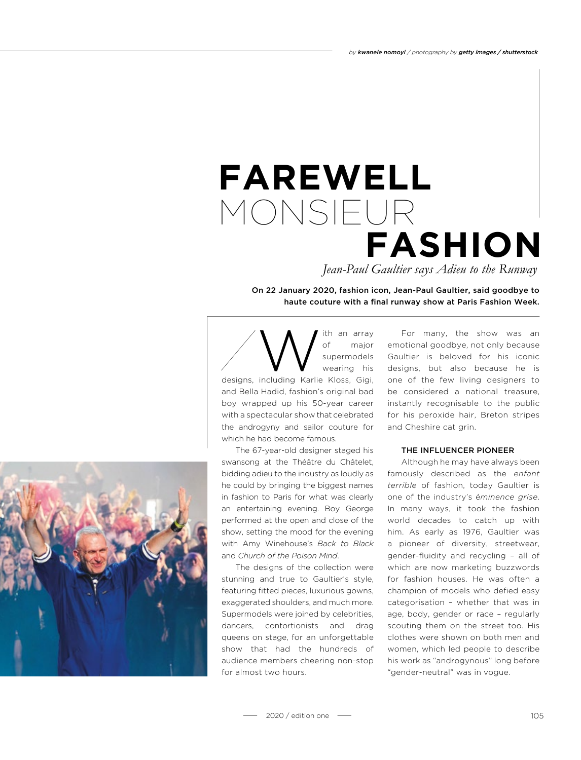by **kwanele nomoyi** / photography by **getty images / shutterstock**

# FAREWELL MONSIEUR FASHION

*Jean-Paul Gaultier says Adieu to the Runway*

**On 22 January 2020, fashion icon, Jean-Paul Gaultier, said goodbye to haute couture with a final runway show at Paris Fashion Week.**

With an array of major supermodels wearing his designs, including Karlie Kloss, Gigi, and Bella Hadid, fashion's original bad boy wrapped up his 50-year career with a spectacular show that celebrated the androgyny and sailor couture for which he had become famous.

The 67-year-old designer staged his swansong at the Théâtre du Châtelet, bidding adieu to the industry as loudly as he could by bringing the biggest names in fashion to Paris for what was clearly an entertaining evening. Boy George performed at the open and close of the show, setting the mood for the evening with Amy Winehouse's *Back to Black* and *Church of the Poison Mind*.

The designs of the collection were stunning and true to Gaultier's style, featuring fitted pieces, luxurious gowns, exaggerated shoulders, and much more. Supermodels were joined by celebrities, dancers, contortionists and drag queens on stage, for an unforgettable show that had the hundreds of audience members cheering non-stop for almost two hours.

For many, the show was an emotional goodbye, not only because Gaultier is beloved for his iconic designs, but also because he is one of the few living designers to be considered a national treasure, instantly recognisable to the public for his peroxide hair, Breton stripes and Cheshire cat grin.

### THE INFLUENCER PIONEER

Although he may have always been famously described as the *enfant terrible* of fashion, today Gaultier is one of the industry's *éminence grise*. In many ways, it took the fashion world decades to catch up with him. As early as 1976, Gaultier was a pioneer of diversity, streetwear, gender-fluidity and recycling – all of which are now marketing buzzwords for fashion houses. He was often a champion of models who defied easy categorisation – whether that was in age, body, gender or race – regularly scouting them on the street too. His clothes were shown on both men and women, which led people to describe his work as "androgynous" long before "gender-neutral" was in vogue.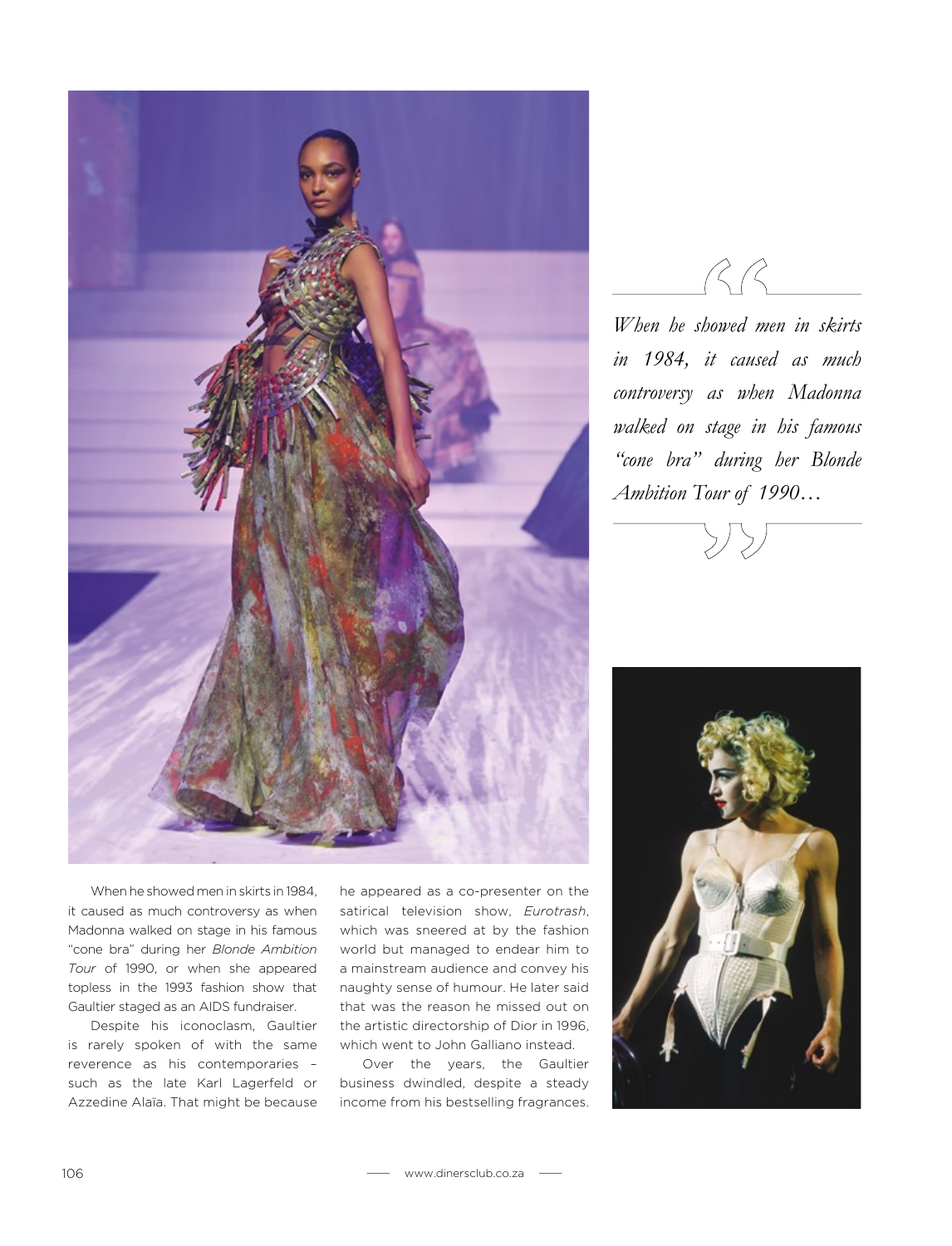> *When he showed men in skirts in 1984, it caused as much controversy as when Madonna walked on stage in his famous "cone bra" during her Blonde Ambition Tour of 1990…*

When he showed men in skirts in 1984, it caused as much controversy as when Madonna walked on stage in his famous "cone bra" during her *Blonde Ambition Tour* of 1990, or when she appeared topless in the 1993 fashion show that Gaultier staged as an AIDS fundraiser.

Despite his iconoclasm, Gaultier is rarely spoken of with the same reverence as his contemporaries – such as the late Karl Lagerfeld or Azzedine Alaïa. That might be because he appeared as a co-presenter on the satirical television show, *Eurotrash*, which was sneered at by the fashion world but managed to endear him to a mainstream audience and convey his naughty sense of humour. He later said that was the reason he missed out on the artistic directorship of Dior in 1996, which went to John Galliano instead.

Over the years, the Gaultier business dwindled, despite a steady income from his bestselling fragrances.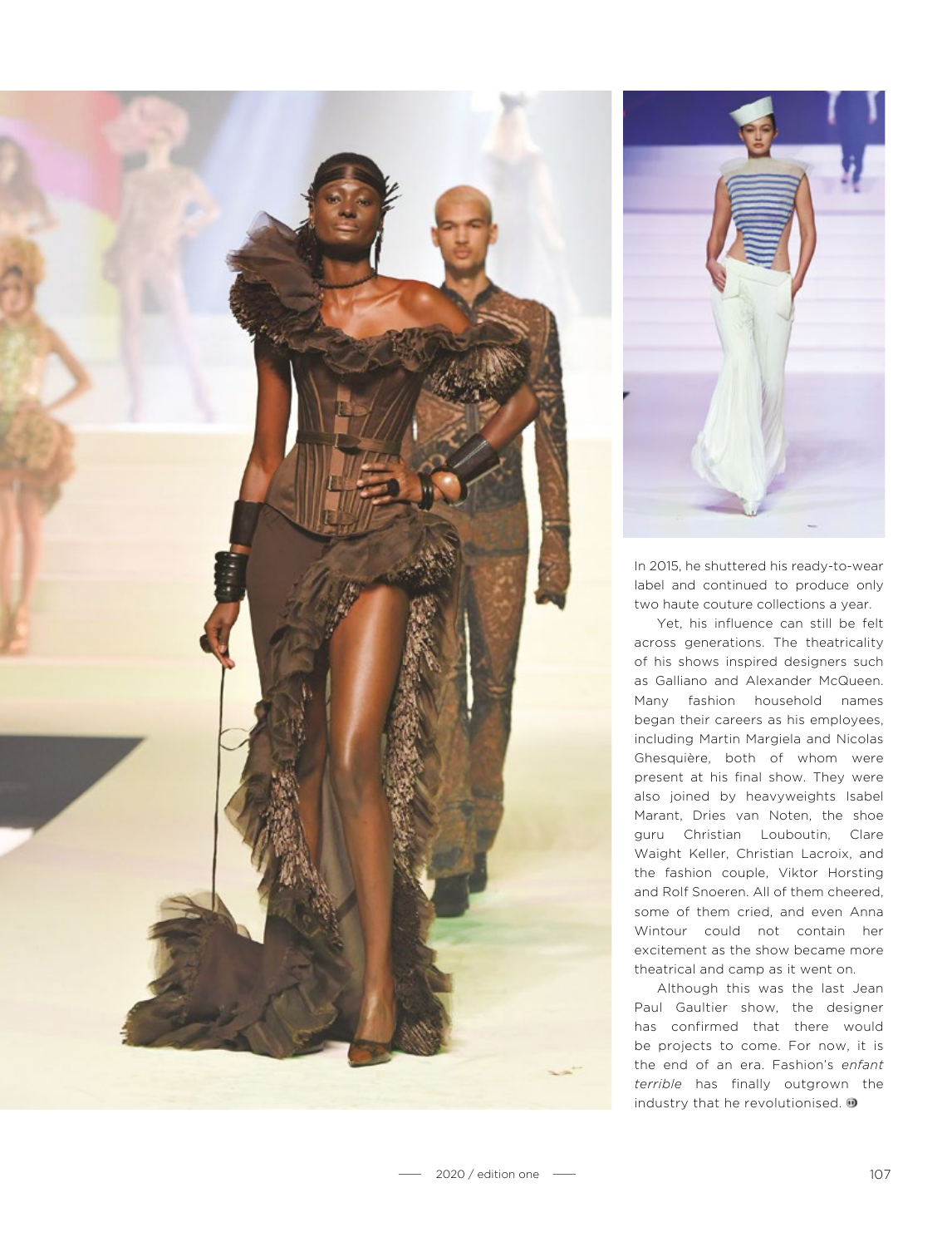In 2015, he shuttered his ready-to-wear label and continued to produce only two haute couture collections a year.

Yet, his influence can still be felt across generations. The theatricality of his shows inspired designers such as Galliano and Alexander McQueen. Many fashion household names began their careers as his employees, including Martin Margiela and Nicolas Ghesquière, both of whom were present at his final show. They were also joined by heavyweights Isabel Marant, Dries van Noten, the shoe guru Christian Louboutin, Clare Waight Keller, Christian Lacroix, and the fashion couple, Viktor Horsting and Rolf Snoeren. All of them cheered, some of them cried, and even Anna Wintour could not contain her excitement as the show became more theatrical and camp as it went on.

Although this was the last Jean Paul Gaultier show, the designer has confirmed that there would be projects to come. For now, it is the end of an era. Fashion's *enfant terrible* has finally outgrown the industry that he revolutionised.